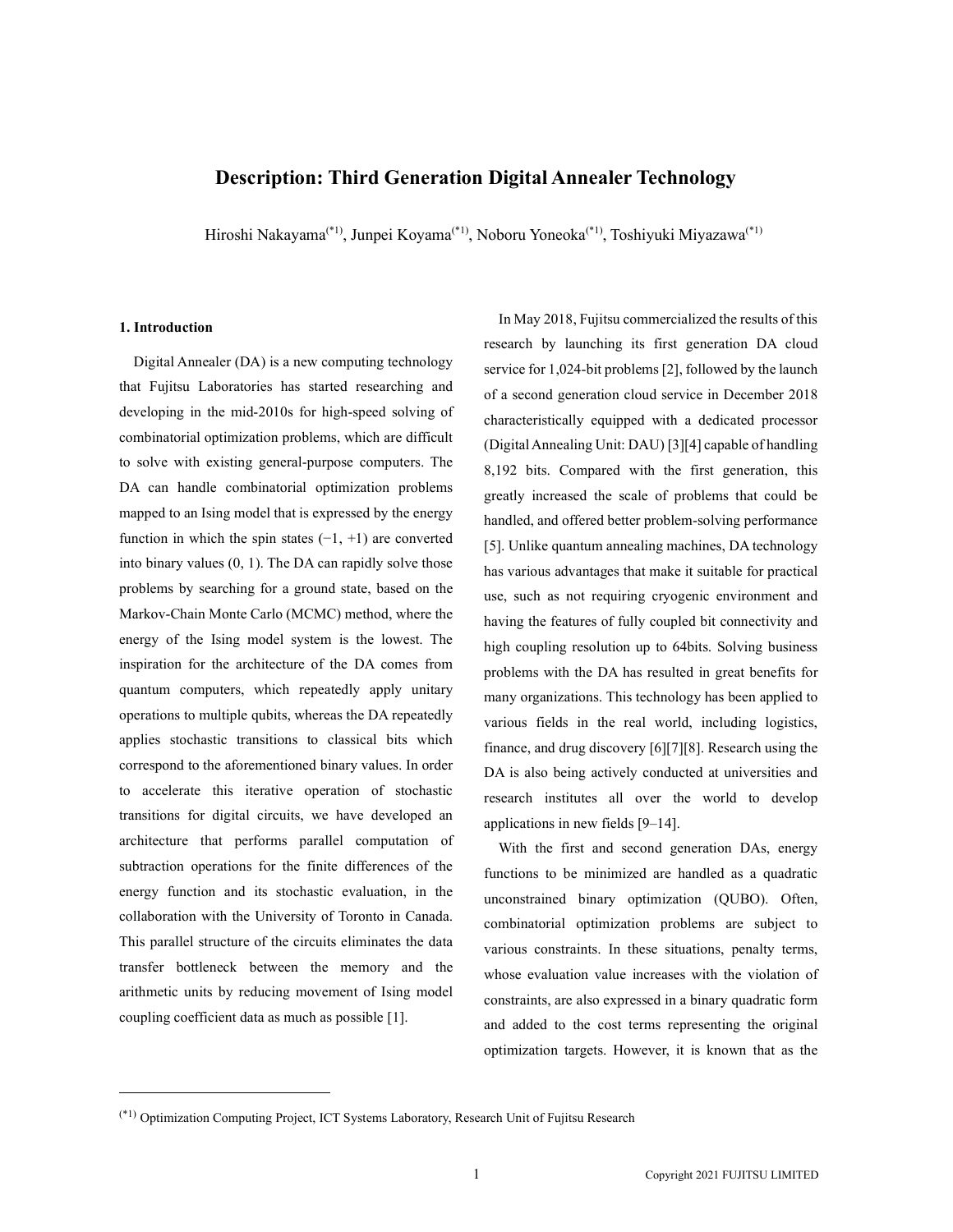# Description: Third Generation Digital Annealer Technology

Hiroshi Nakayama[*1], Junpei Koyama[*1], Noboru Yoneoka[*1], Toshiyuki Miyazawa[*1]

## 1. Introduction

Digital Annealer (DA) is a new computing technology that Fujitsu Laboratories has started researching and developing in the mid-2010s for high-speed solving of combinatorial optimization problems, which are difficult to solve with existing general-purpose computers. The DA can handle combinatorial optimization problems mapped to an Ising model that is expressed by the energy function in which the spin states (−1, +1) are converted into binary values (0, 1). The DA can rapidly solve those problems by searching for a ground state, based on the Markov-Chain Monte Carlo (MCMC) method, where the energy of the Ising model system is the lowest. The inspiration for the architecture of the DA comes from quantum computers, which repeatedly apply unitary operations to multiple qubits, whereas the DA repeatedly applies stochastic transitions to classical bits which correspond to the aforementioned binary values. In order to accelerate this iterative operation of stochastic transitions for digital circuits, we have developed an architecture that performs parallel computation of subtraction operations for the finite differences of the energy function and its stochastic evaluation, in the collaboration with the University of Toronto in Canada. This parallel structure of the circuits eliminates the data transfer bottleneck between the memory and the arithmetic units by reducing movement of Ising model coupling coefficient data as much as possible [1].

In May 2018, Fujitsu commercialized the results of this research by launching its first generation DA cloud service for 1,024-bit problems [2], followed by the launch of a second generation cloud service in December 2018 characteristically equipped with a dedicated processor (Digital Annealing Unit: DAU) [3][4] capable of handling 8,192 bits. Compared with the first generation, this greatly increased the scale of problems that could be handled, and offered better problem-solving performance [5]. Unlike quantum annealing machines, DA technology has various advantages that make it suitable for practical use, such as not requiring cryogenic environment and having the features of fully coupled bit connectivity and high coupling resolution up to 64bits. Solving business problems with the DA has resulted in great benefits for many organizations. This technology has been applied to various fields in the real world, including logistics, finance, and drug discovery [6][7][8]. Research using the DA is also being actively conducted at universities and research institutes all over the world to develop applications in new fields [9–14].

With the first and second generation DAs, energy functions to be minimized are handled as a quadratic unconstrained binary optimization (QUBO). Often, combinatorial optimization problems are subject to various constraints. In these situations, penalty terms, whose evaluation value increases with the violation of constraints, are also expressed in a binary quadratic form and added to the cost terms representing the original optimization targets. However, it is known that as the

[*1] Optimization Computing Project, ICT Systems Laboratory, Research Unit of Fujitsu Research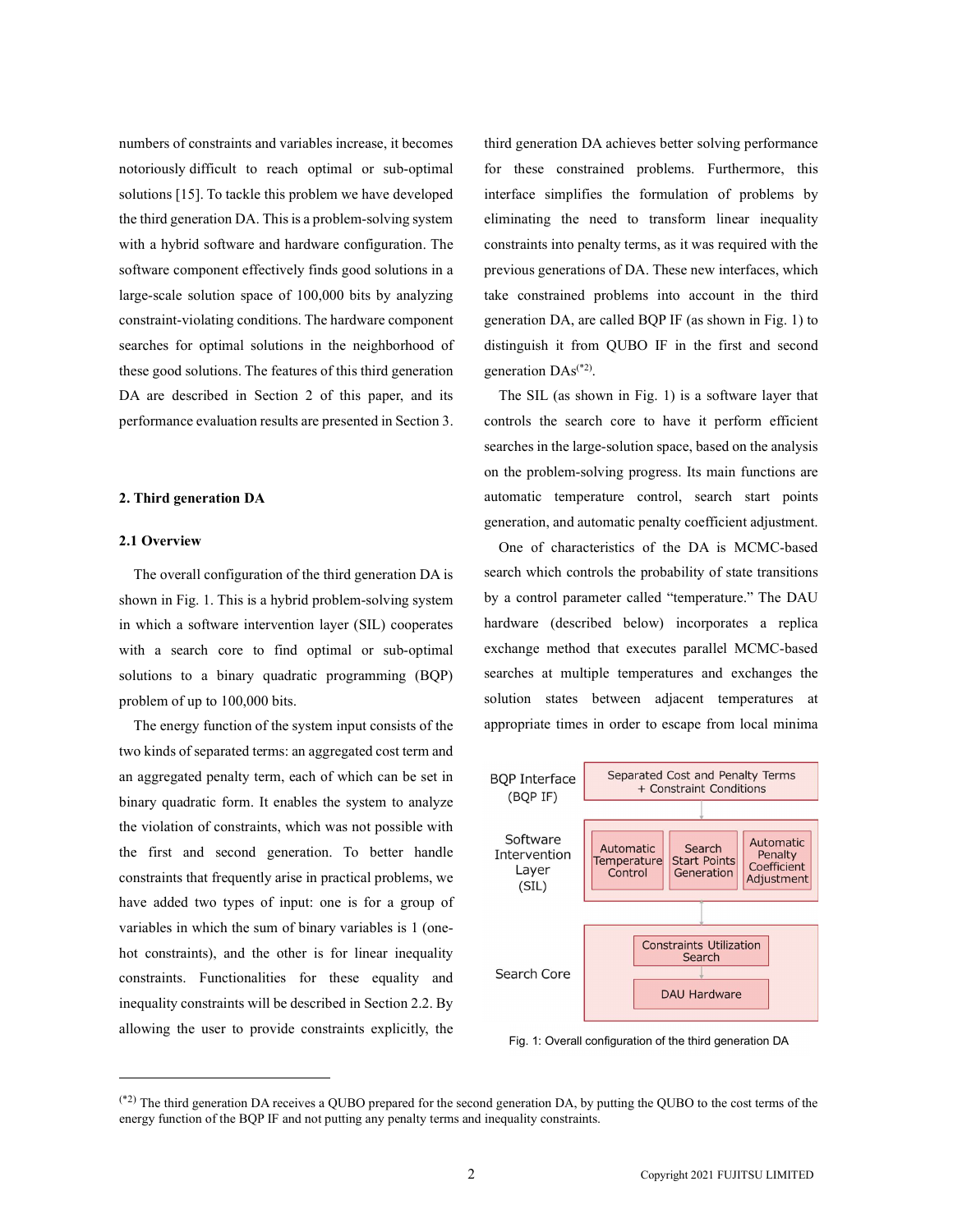numbers of constraints and variables increase, it becomes notoriously difficult to reach optimal or sub-optimal solutions [15]. To tackle this problem we have developed the third generation DA. This is a problem-solving system with a hybrid software and hardware configuration. The software component effectively finds good solutions in a large-scale solution space of 100,000 bits by analyzing constraint-violating conditions. The hardware component searches for optimal solutions in the neighborhood of these good solutions. The features of this third generation DA are described in Section 2 of this paper, and its performance evaluation results are presented in Section 3.

## 2. Third generation DA

### 2.1 Overview

The overall configuration of the third generation DA is shown in Fig. 1. This is a hybrid problem-solving system in which a software intervention layer (SIL) cooperates with a search core to find optimal or sub-optimal solutions to a binary quadratic programming (BQP) problem of up to 100,000 bits.

The energy function of the system input consists of the two kinds of separated terms: an aggregated cost term and an aggregated penalty term, each of which can be set in binary quadratic form. It enables the system to analyze the violation of constraints, which was not possible with the first and second generation. To better handle constraints that frequently arise in practical problems, we have added two types of input: one is for a group of variables in which the sum of binary variables is 1 (one-hot constraints), and the other is for linear inequality constraints. Functionalities for these equality and inequality constraints will be described in Section 2.2. By allowing the user to provide constraints explicitly, the third generation DA achieves better solving performance for these constrained problems. Furthermore, this interface simplifies the formulation of problems by eliminating the need to transform linear inequality constraints into penalty terms, as it was required with the previous generations of DA. These new interfaces, which take constrained problems into account in the third generation DA, are called BQP IF (as shown in Fig. 1) to distinguish it from QUBO IF in the first and second generation DAs[*2].

The SIL (as shown in Fig. 1) is a software layer that controls the search core to have it perform efficient searches in the large-solution space, based on the analysis on the problem-solving progress. Its main functions are automatic temperature control, search start points generation, and automatic penalty coefficient adjustment.

One of characteristics of the DA is MCMC-based search which controls the probability of state transitions by a control parameter called "temperature." The DAU hardware (described below) incorporates a replica exchange method that executes parallel MCMC-based searches at multiple temperatures and exchanges the solution states between adjacent temperatures at appropriate times in order to escape from local minima

| BQP Interface (BQP IF) | Separated Cost and Penalty Terms + Constraint Conditions | | |
|---|---|---|---|
| Software Intervention Layer (SIL) | Automatic Temperature Control | Search Start Points Generation | Automatic Penalty Coefficient Adjustment |
| Search Core | Constraints Utilization Search → DAU Hardware | | |

Fig. 1: Overall configuration of the third generation DA

---

[*2] The third generation DA receives a QUBO prepared for the second generation DA, by putting the QUBO to the cost terms of the energy function of the BQP IF and not putting any penalty terms and inequality constraints.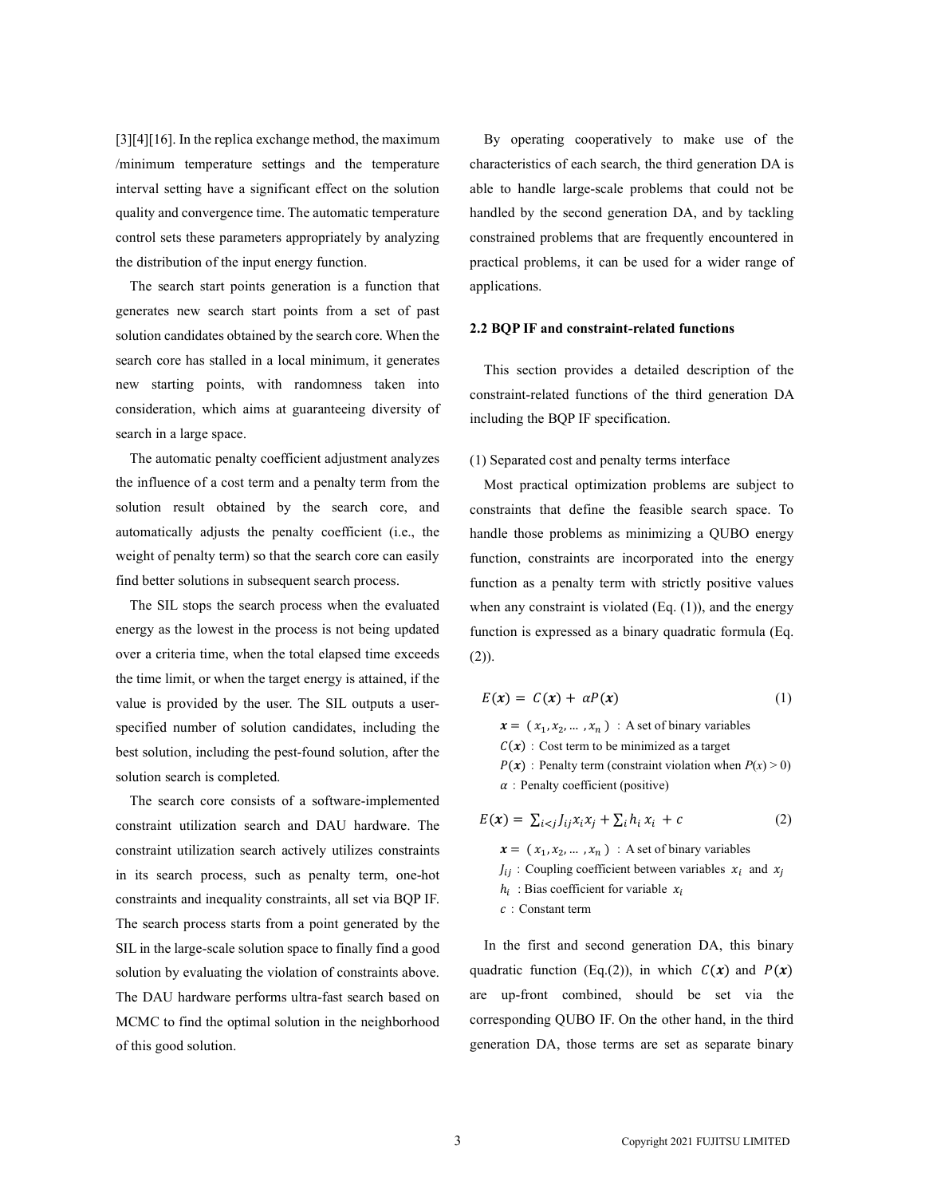[3][4][16]. In the replica exchange method, the maximum /minimum temperature settings and the temperature interval setting have a significant effect on the solution quality and convergence time. The automatic temperature control sets these parameters appropriately by analyzing the distribution of the input energy function.

The search start points generation is a function that generates new search start points from a set of past solution candidates obtained by the search core. When the search core has stalled in a local minimum, it generates new starting points, with randomness taken into consideration, which aims at guaranteeing diversity of search in a large space.

The automatic penalty coefficient adjustment analyzes the influence of a cost term and a penalty term from the solution result obtained by the search core, and automatically adjusts the penalty coefficient (i.e., the weight of penalty term) so that the search core can easily find better solutions in subsequent search process.

The SIL stops the search process when the evaluated energy as the lowest in the process is not being updated over a criteria time, when the total elapsed time exceeds the time limit, or when the target energy is attained, if the value is provided by the user. The SIL outputs a user-specified number of solution candidates, including the best solution, including the pest-found solution, after the solution search is completed.

The search core consists of a software-implemented constraint utilization search and DAU hardware. The constraint utilization search actively utilizes constraints in its search process, such as penalty term, one-hot constraints and inequality constraints, all set via BQP IF. The search process starts from a point generated by the SIL in the large-scale solution space to finally find a good solution by evaluating the violation of constraints above. The DAU hardware performs ultra-fast search based on MCMC to find the optimal solution in the neighborhood of this good solution.

By operating cooperatively to make use of the characteristics of each search, the third generation DA is able to handle large-scale problems that could not be handled by the second generation DA, and by tackling constrained problems that are frequently encountered in practical problems, it can be used for a wider range of applications.

## 2.2 BQP IF and constraint-related functions

This section provides a detailed description of the constraint-related functions of the third generation DA including the BQP IF specification.

(1) Separated cost and penalty terms interface

Most practical optimization problems are subject to constraints that define the feasible search space. To handle those problems as minimizing a QUBO energy function, constraints are incorporated into the energy function as a penalty term with strictly positive values when any constraint is violated (Eq. (1)), and the energy function is expressed as a binary quadratic formula (Eq. (2)).

$$E(\boldsymbol{x}) = C(\boldsymbol{x}) + \alpha P(\boldsymbol{x}) \tag{1}$$

$\boldsymbol{x} = (x_1, x_2, \dots, x_n)$ : A set of binary variables
$C(\boldsymbol{x})$ : Cost term to be minimized as a target
$P(\boldsymbol{x})$ : Penalty term (constraint violation when $P(x) > 0$)
$\alpha$ : Penalty coefficient (positive)

$$E(\boldsymbol{x}) = \sum_{i<j} J_{ij} x_i x_j + \sum_i h_i x_i + c \tag{2}$$

$\boldsymbol{x} = (x_1, x_2, \dots, x_n)$ : A set of binary variables
$J_{ij}$ : Coupling coefficient between variables $x_i$ and $x_j$
$h_i$ : Bias coefficient for variable $x_i$
$c$ : Constant term

In the first and second generation DA, this binary quadratic function (Eq.(2)), in which $C(\boldsymbol{x})$ and $P(\boldsymbol{x})$ are up-front combined, should be set via the corresponding QUBO IF. On the other hand, in the third generation DA, those terms are set as separate binary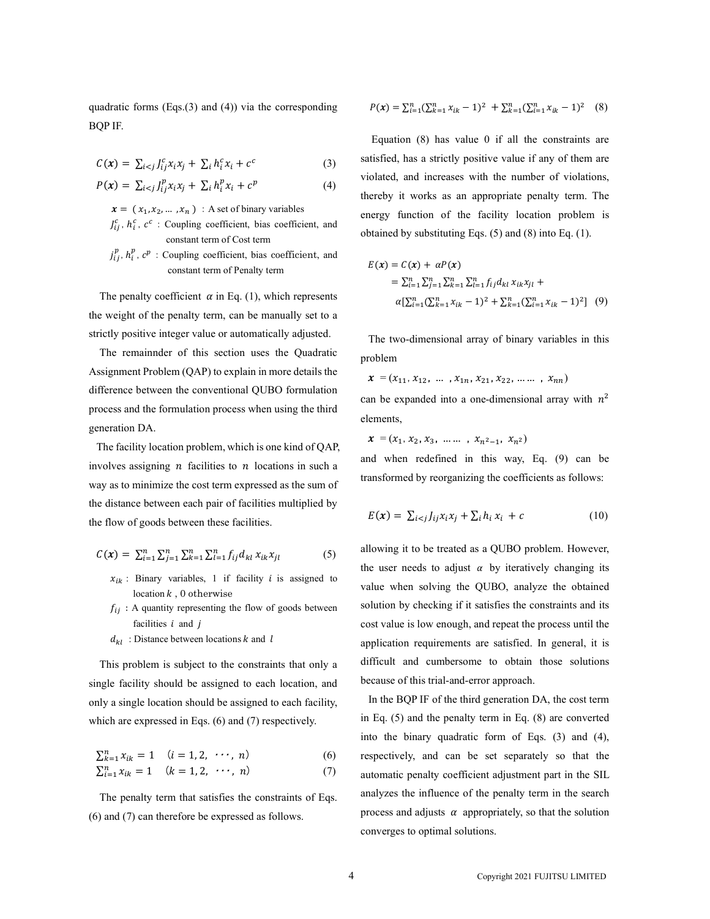quadratic forms (Eqs.(3) and (4)) via the corresponding BQP IF.

$$C(\boldsymbol{x}) = \sum_{i<j} J_{ij}^{c} x_i x_j + \sum_i h_i^{c} x_i + c^{c} \quad (3)$$

$$P(\boldsymbol{x}) = \sum_{i<j} J_{ij}^{p} x_i x_j + \sum_i h_i^{p} x_i + c^{p} \quad (4)$$

$\boldsymbol{x} = (x_1, x_2, \ldots, x_n)$ : A set of binary variables

$J_{ij}^{c}$, $h_i^{c}$, $c^{c}$ : Coupling coefficient, bias coefficient, and constant term of Cost term

$j_{ij}^{p}$, $h_i^{p}$, $c^{p}$ : Coupling coefficient, bias coefficient, and constant term of Penalty term

The penalty coefficient $\alpha$ in Eq. (1), which represents the weight of the penalty term, can be manually set to a strictly positive integer value or automatically adjusted.

The remainnder of this section uses the Quadratic Assignment Problem (QAP) to explain in more details the difference between the conventional QUBO formulation process and the formulation process when using the third generation DA.

The facility location problem, which is one kind of QAP, involves assigning $n$ facilities to $n$ locations in such a way as to minimize the cost term expressed as the sum of the distance between each pair of facilities multiplied by the flow of goods between these facilities.

$$C(\boldsymbol{x}) = \sum_{i=1}^{n} \sum_{j=1}^{n} \sum_{k=1}^{n} \sum_{l=1}^{n} f_{ij} d_{kl} x_{ik} x_{jl} \quad (5)$$

$x_{ik}$ : Binary variables, 1 if facility $i$ is assigned to location $k$ , 0 otherwise

$f_{ij}$ : A quantity representing the flow of goods between facilities $i$ and $j$

$d_{kl}$ : Distance between locations $k$ and $l$

This problem is subject to the constraints that only a single facility should be assigned to each location, and only a single location should be assigned to each facility, which are expressed in Eqs. (6) and (7) respectively.

$$\sum_{k=1}^{n} x_{ik} = 1 \quad (i = 1, 2, \cdots, n) \quad (6)$$

$$\sum_{i=1}^{n} x_{ik} = 1 \quad (k = 1, 2, \cdots, n) \quad (7)$$

The penalty term that satisfies the constraints of Eqs. (6) and (7) can therefore be expressed as follows.

$$P(\boldsymbol{x}) = \sum_{i=1}^{n} \left(\sum_{k=1}^{n} x_{ik} - 1\right)^2 + \sum_{k=1}^{n} \left(\sum_{i=1}^{n} x_{ik} - 1\right)^2 \quad (8)$$

Equation (8) has value 0 if all the constraints are satisfied, has a strictly positive value if any of them are violated, and increases with the number of violations, thereby it works as an appropriate penalty term. The energy function of the facility location problem is obtained by substituting Eqs. (5) and (8) into Eq. (1).

$$\begin{aligned} E(\boldsymbol{x}) &= C(\boldsymbol{x}) + \alpha P(\boldsymbol{x}) \\ &= \sum_{i=1}^{n} \sum_{j=1}^{n} \sum_{k=1}^{n} \sum_{l=1}^{n} f_{ij} d_{kl} x_{ik} x_{jl} + \\ &\quad \alpha\left[\sum_{i=1}^{n} \left(\sum_{k=1}^{n} x_{ik} - 1\right)^2 + \sum_{k=1}^{n} \left(\sum_{i=1}^{n} x_{ik} - 1\right)^2\right] \end{aligned} \quad (9)$$

The two-dimensional array of binary variables in this problem

$\boldsymbol{x} = (x_{11}, x_{12}, \ldots, x_{1n}, x_{21}, x_{22}, \ldots\ldots, x_{nn})$

can be expanded into a one-dimensional array with $n^2$ elements,

$\boldsymbol{x} = (x_1, x_2, x_3, \ldots\ldots, x_{n^2-1}, x_{n^2})$

and when redefined in this way, Eq. (9) can be transformed by reorganizing the coefficients as follows:

$$E(\boldsymbol{x}) = \sum_{i<j} J_{ij} x_i x_j + \sum_i h_i x_i + c \quad (10)$$

allowing it to be treated as a QUBO problem. However, the user needs to adjust $\alpha$ by iteratively changing its value when solving the QUBO, analyze the obtained solution by checking if it satisfies the constraints and its cost value is low enough, and repeat the process until the application requirements are satisfied. In general, it is difficult and cumbersome to obtain those solutions because of this trial-and-error approach.

In the BQP IF of the third generation DA, the cost term in Eq. (5) and the penalty term in Eq. (8) are converted into the binary quadratic form of Eqs. (3) and (4), respectively, and can be set separately so that the automatic penalty coefficient adjustment part in the SIL analyzes the influence of the penalty term in the search process and adjusts $\alpha$ appropriately, so that the solution converges to optimal solutions.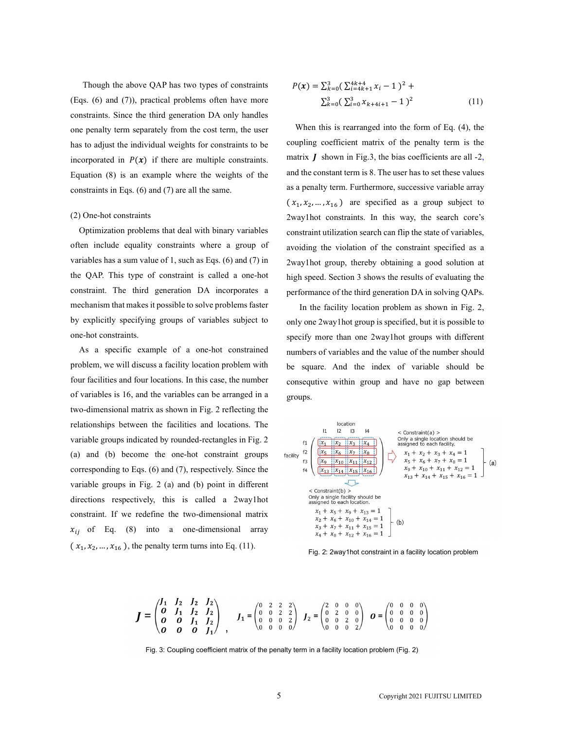Though the above QAP has two types of constraints (Eqs. (6) and (7)), practical problems often have more constraints. Since the third generation DA only handles one penalty term separately from the cost term, the user has to adjust the individual weights for constraints to be incorporated in $P(\boldsymbol{x})$ if there are multiple constraints. Equation (8) is an example where the weights of the constraints in Eqs. (6) and (7) are all the same.

(2) One-hot constraints

Optimization problems that deal with binary variables often include equality constraints where a group of variables has a sum value of 1, such as Eqs. (6) and (7) in the QAP. This type of constraint is called a one-hot constraint. The third generation DA incorporates a mechanism that makes it possible to solve problems faster by explicitly specifying groups of variables subject to one-hot constraints.

As a specific example of a one-hot constrained problem, we will discuss a facility location problem with four facilities and four locations. In this case, the number of variables is 16, and the variables can be arranged in a two-dimensional matrix as shown in Fig. 2 reflecting the relationships between the facilities and locations. The variable groups indicated by rounded-rectangles in Fig. 2 (a) and (b) become the one-hot constraint groups corresponding to Eqs. (6) and (7), respectively. Since the variable groups in Fig. 2 (a) and (b) point in different directions respectively, this is called a 2way1hot constraint. If we redefine the two-dimensional matrix $x_{ij}$ of Eq. (8) into a one-dimensional array $(x_1, x_2, \ldots, x_{16})$, the penalty term turns into Eq. (11).

$$P(\boldsymbol{x}) = \sum_{k=0}^{3}\left(\sum_{i=4k+1}^{4k+4} x_i - 1\right)^2 + \sum_{k=0}^{3}\left(\sum_{i=0}^{3} x_{k+4i+1} - 1\right)^2 \tag{11}$$

When this is rearranged into the form of Eq. (4), the coupling coefficient matrix of the penalty term is the matrix $\boldsymbol{J}$ shown in Fig.3, the bias coefficients are all -2, and the constant term is 8. The user has to set these values as a penalty term. Furthermore, successive variable array $(x_1, x_2, \ldots, x_{16})$ are specified as a group subject to 2way1hot constraints. In this way, the search core's constraint utilization search can flip the state of variables, avoiding the violation of the constraint specified as a 2way1hot group, thereby obtaining a good solution at high speed. Section 3 shows the results of evaluating the performance of the third generation DA in solving QAPs.

In the facility location problem as shown in Fig. 2, only one 2way1hot group is specified, but it is possible to specify more than one 2way1hot groups with different numbers of variables and the value of the number should be square. And the index of variable should be consequtive within group and have no gap between groups.

|  | location l1 | l2 | l3 | l4 |
|---|---|---|---|---|
| facility f1 | $x_1$ | $x_2$ | $x_3$ | $x_4$ |
| f2 | $x_5$ | $x_6$ | $x_7$ | $x_8$ |
| f3 | $x_9$ | $x_{10}$ | $x_{11}$ | $x_{12}$ |
| f4 | $x_{13}$ | $x_{14}$ | $x_{15}$ | $x_{16}$ |

< Constraint(a) >
Only a single location should be assigned to each facility.

$$\left.\begin{aligned} x_1 + x_2 + x_3 + x_4 &= 1 \\ x_5 + x_6 + x_7 + x_8 &= 1 \\ x_9 + x_{10} + x_{11} + x_{12} &= 1 \\ x_{13} + x_{14} + x_{15} + x_{16} &= 1 \end{aligned}\right\} \text{(a)}$$

< Constraint(b) >
Only a single facility should be assigned to each location.

$$\left.\begin{aligned} x_1 + x_5 + x_9 + x_{13} &= 1 \\ x_2 + x_6 + x_{10} + x_{14} &= 1 \\ x_3 + x_7 + x_{11} + x_{15} &= 1 \\ x_4 + x_8 + x_{12} + x_{16} &= 1 \end{aligned}\right\} \text{(b)}$$

Fig. 2: 2way1hot constraint in a facility location problem

$$\boldsymbol{J} = \begin{pmatrix} \boldsymbol{J_1} & \boldsymbol{J_2} & \boldsymbol{J_2} & \boldsymbol{J_2} \\ \boldsymbol{O} & \boldsymbol{J_1} & \boldsymbol{J_2} & \boldsymbol{J_2} \\ \boldsymbol{O} & \boldsymbol{O} & \boldsymbol{J_1} & \boldsymbol{J_2} \\ \boldsymbol{O} & \boldsymbol{O} & \boldsymbol{O} & \boldsymbol{J_1} \end{pmatrix}, \quad \boldsymbol{J_1} = \begin{pmatrix} 0 & 2 & 2 & 2 \\ 0 & 0 & 2 & 2 \\ 0 & 0 & 0 & 2 \\ 0 & 0 & 0 & 0 \end{pmatrix} \quad \boldsymbol{J_2} = \begin{pmatrix} 2 & 0 & 0 & 0 \\ 0 & 2 & 0 & 0 \\ 0 & 0 & 2 & 0 \\ 0 & 0 & 0 & 2 \end{pmatrix} \quad \boldsymbol{O} = \begin{pmatrix} 0 & 0 & 0 & 0 \\ 0 & 0 & 0 & 0 \\ 0 & 0 & 0 & 0 \\ 0 & 0 & 0 & 0 \end{pmatrix}$$

Fig. 3: Coupling coefficient matrix of the penalty term in a facility location problem (Fig. 2)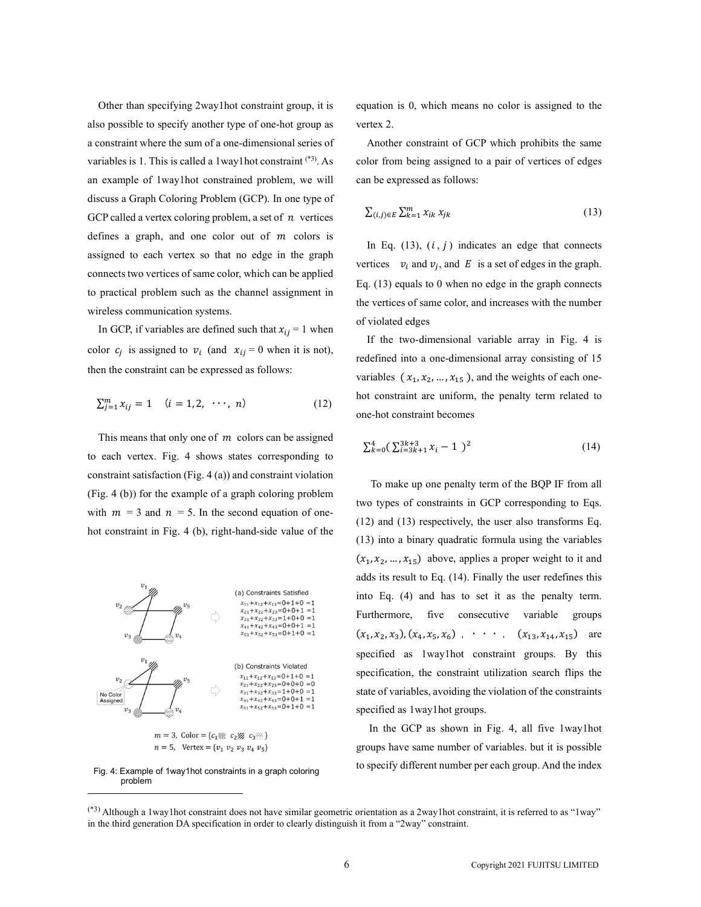Other than specifying 2way1hot constraint group, it is also possible to specify another type of one-hot group as a constraint where the sum of a one-dimensional series of variables is 1. This is called a 1way1hot constraint [(*3)]. As an example of 1way1hot constrained problem, we will discuss a Graph Coloring Problem (GCP). In one type of GCP called a vertex coloring problem, a set of $n$ vertices defines a graph, and one color out of $m$ colors is assigned to each vertex so that no edge in the graph connects two vertices of same color, which can be applied to practical problem such as the channel assignment in wireless communication systems.

In GCP, if variables are defined such that $x_{ij} = 1$ when color $c_j$ is assigned to $v_i$ (and $x_{ij} = 0$ when it is not), then the constraint can be expressed as follows:

$$\sum_{j=1}^{m} x_{ij} = 1 \quad (i = 1, 2, \cdots, n) \tag{12}$$

This means that only one of $m$ colors can be assigned to each vertex. Fig. 4 shows states corresponding to constraint satisfaction (Fig. 4 (a)) and constraint violation (Fig. 4 (b)) for the example of a graph coloring problem with $m = 3$ and $n = 5$. In the second equation of one-hot constraint in Fig. 4 (b), right-hand-side value of the equation is 0, which means no color is assigned to the vertex 2.

Fig. 4: Example of 1way1hot constraints in a graph coloring problem

Another constraint of GCP which prohibits the same color from being assigned to a pair of vertices of edges can be expressed as follows:

$$\sum_{(i,j) \in E} \sum_{k=1}^{m} x_{ik} \, x_{jk} \tag{13}$$

In Eq. (13), $(i, j)$ indicates an edge that connects vertices $v_i$ and $v_j$, and $E$ is a set of edges in the graph. Eq. (13) equals to 0 when no edge in the graph connects the vertices of same color, and increases with the number of violated edges

If the two-dimensional variable array in Fig. 4 is redefined into a one-dimensional array consisting of 15 variables ($x_1, x_2, \ldots, x_{15}$), and the weights of each one-hot constraint are uniform, the penalty term related to one-hot constraint becomes

$$\sum_{k=0}^{4} \left( \sum_{i=3k+1}^{3k+3} x_i - 1 \right)^2 \tag{14}$$

To make up one penalty term of the BQP IF from all two types of constraints in GCP corresponding to Eqs. (12) and (13) respectively, the user also transforms Eq. (13) into a binary quadratic formula using the variables $(x_1, x_2, \ldots, x_{15})$ above, applies a proper weight to it and adds its result to Eq. (14). Finally the user redefines this into Eq. (4) and has to set it as the penalty term. Furthermore, five consecutive variable groups $(x_1, x_2, x_3), (x_4, x_5, x_6), \cdots, (x_{13}, x_{14}, x_{15})$ are specified as 1way1hot constraint groups. By this specification, the constraint utilization search flips the state of variables, avoiding the violation of the constraints specified as 1way1hot groups.

In the GCP as shown in Fig. 4, all five 1way1hot groups have same number of variables. but it is possible to specify different number per each group. And the index

---

(*3) Although a 1way1hot constraint does not have similar geometric orientation as a 2way1hot constraint, it is referred to as "1way" in the third generation DA specification in order to clearly distinguish it from a "2way" constraint.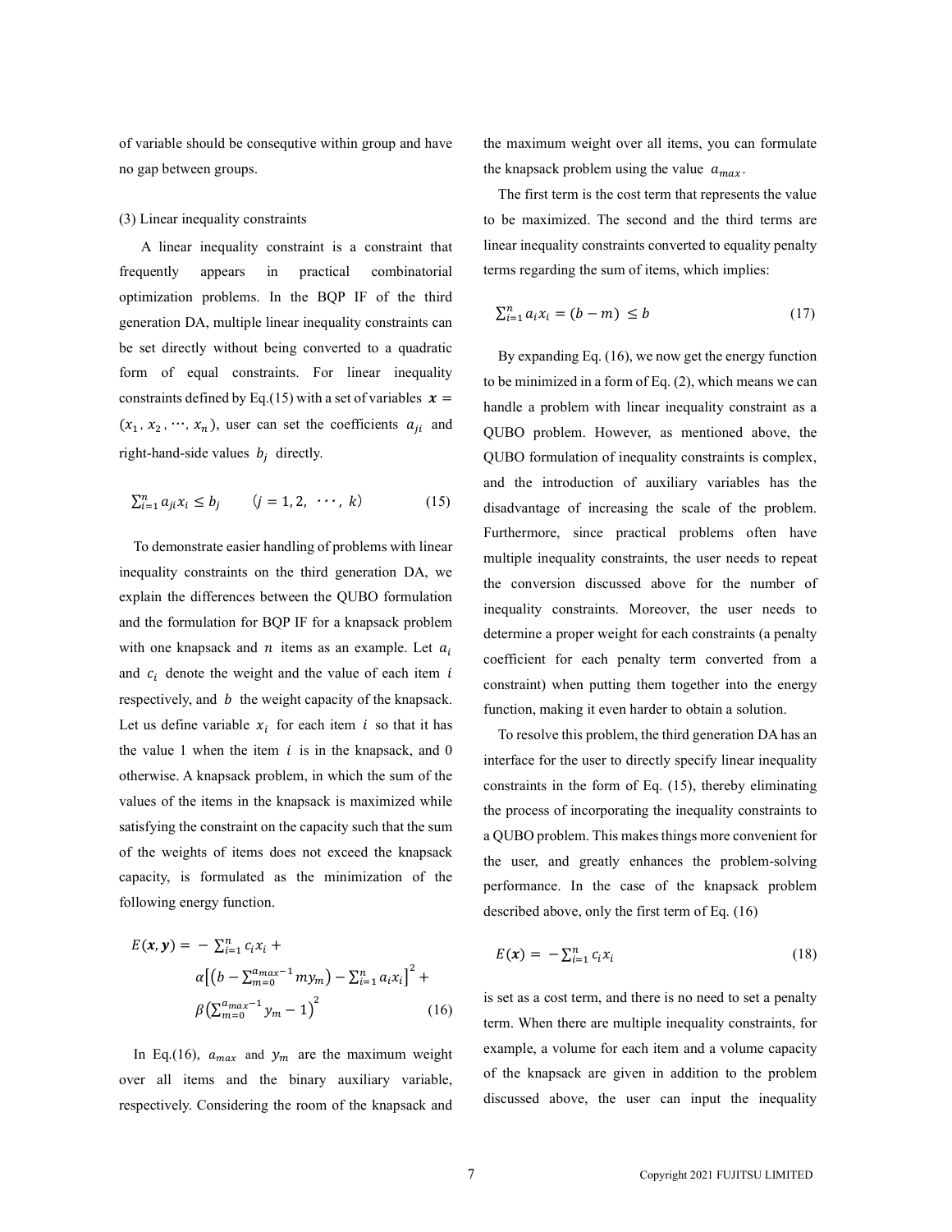of variable should be consequtive within group and have no gap between groups.

(3) Linear inequality constraints

A linear inequality constraint is a constraint that frequently appears in practical combinatorial optimization problems. In the BQP IF of the third generation DA, multiple linear inequality constraints can be set directly without being converted to a quadratic form of equal constraints. For linear inequality constraints defined by Eq.(15) with a set of variables $\boldsymbol{x} = (x_1, x_2, \cdots, x_n)$, user can set the coefficients $a_{ji}$ and right-hand-side values $b_j$ directly.

$$\sum_{i=1}^{n} a_{ji} x_i \leq b_j \qquad (j = 1, 2, \cdots, k) \tag{15}$$

To demonstrate easier handling of problems with linear inequality constraints on the third generation DA, we explain the differences between the QUBO formulation and the formulation for BQP IF for a knapsack problem with one knapsack and $n$ items as an example. Let $a_i$ and $c_i$ denote the weight and the value of each item $i$ respectively, and $b$ the weight capacity of the knapsack. Let us define variable $x_i$ for each item $i$ so that it has the value 1 when the item $i$ is in the knapsack, and 0 otherwise. A knapsack problem, in which the sum of the values of the items in the knapsack is maximized while satisfying the constraint on the capacity such that the sum of the weights of items does not exceed the knapsack capacity, is formulated as the minimization of the following energy function.

$$\begin{aligned} E(\boldsymbol{x}, \boldsymbol{y}) = & -\sum_{i=1}^{n} c_i x_i + \\ & \alpha\left[\left(b - \sum_{m=0}^{a_{max}-1} m y_m\right) - \sum_{i=1}^{n} a_i x_i\right]^2 + \\ & \beta\left(\sum_{m=0}^{a_{max}-1} y_m - 1\right)^2 \end{aligned} \tag{16}$$

In Eq.(16), $a_{max}$ and $y_m$ are the maximum weight over all items and the binary auxiliary variable, respectively. Considering the room of the knapsack and the maximum weight over all items, you can formulate the knapsack problem using the value $a_{max}$.

The first term is the cost term that represents the value to be maximized. The second and the third terms are linear inequality constraints converted to equality penalty terms regarding the sum of items, which implies:

$$\sum_{i=1}^{n} a_i x_i = (b - m) \leq b \tag{17}$$

By expanding Eq. (16), we now get the energy function to be minimized in a form of Eq. (2), which means we can handle a problem with linear inequality constraint as a QUBO problem. However, as mentioned above, the QUBO formulation of inequality constraints is complex, and the introduction of auxiliary variables has the disadvantage of increasing the scale of the problem. Furthermore, since practical problems often have multiple inequality constraints, the user needs to repeat the conversion discussed above for the number of inequality constraints. Moreover, the user needs to determine a proper weight for each constraints (a penalty coefficient for each penalty term converted from a constraint) when putting them together into the energy function, making it even harder to obtain a solution.

To resolve this problem, the third generation DA has an interface for the user to directly specify linear inequality constraints in the form of Eq. (15), thereby eliminating the process of incorporating the inequality constraints to a QUBO problem. This makes things more convenient for the user, and greatly enhances the problem-solving performance. In the case of the knapsack problem described above, only the first term of Eq. (16)

$$E(\boldsymbol{x}) = -\sum_{i=1}^{n} c_i x_i \tag{18}$$

is set as a cost term, and there is no need to set a penalty term. When there are multiple inequality constraints, for example, a volume for each item and a volume capacity of the knapsack are given in addition to the problem discussed above, the user can input the inequality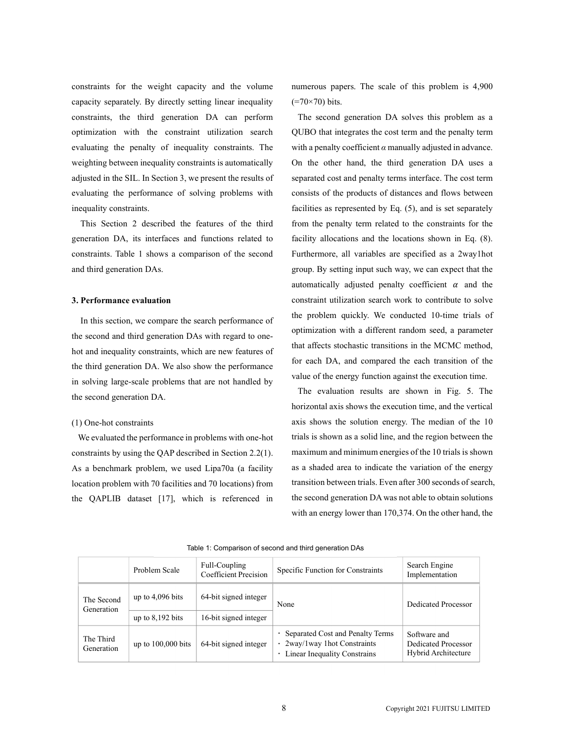constraints for the weight capacity and the volume capacity separately. By directly setting linear inequality constraints, the third generation DA can perform optimization with the constraint utilization search evaluating the penalty of inequality constraints. The weighting between inequality constraints is automatically adjusted in the SIL. In Section 3, we present the results of evaluating the performance of solving problems with inequality constraints.

This Section 2 described the features of the third generation DA, its interfaces and functions related to constraints. Table 1 shows a comparison of the second and third generation DAs.

## 3. Performance evaluation

In this section, we compare the search performance of the second and third generation DAs with regard to one-hot and inequality constraints, which are new features of the third generation DA. We also show the performance in solving large-scale problems that are not handled by the second generation DA.

### (1) One-hot constraints

We evaluated the performance in problems with one-hot constraints by using the QAP described in Section 2.2(1). As a benchmark problem, we used Lipa70a (a facility location problem with 70 facilities and 70 locations) from the QAPLIB dataset [17], which is referenced in numerous papers. The scale of this problem is 4,900 (=70×70) bits.

The second generation DA solves this problem as a QUBO that integrates the cost term and the penalty term with a penalty coefficient $\alpha$ manually adjusted in advance. On the other hand, the third generation DA uses a separated cost and penalty terms interface. The cost term consists of the products of distances and flows between facilities as represented by Eq. (5), and is set separately from the penalty term related to the constraints for the facility allocations and the locations shown in Eq. (8). Furthermore, all variables are specified as a 2way1hot group. By setting input such way, we can expect that the automatically adjusted penalty coefficient $\alpha$ and the constraint utilization search work to contribute to solve the problem quickly. We conducted 10-time trials of optimization with a different random seed, a parameter that affects stochastic transitions in the MCMC method, for each DA, and compared the each transition of the value of the energy function against the execution time.

The evaluation results are shown in Fig. 5. The horizontal axis shows the execution time, and the vertical axis shows the solution energy. The median of the 10 trials is shown as a solid line, and the region between the maximum and minimum energies of the 10 trials is shown as a shaded area to indicate the variation of the energy transition between trials. Even after 300 seconds of search, the second generation DA was not able to obtain solutions with an energy lower than 170,374. On the other hand, the

Table 1: Comparison of second and third generation DAs

| | Problem Scale | Full-Coupling Coefficient Precision | Specific Function for Constraints | Search Engine Implementation |
|---|---|---|---|---|
| The Second Generation | up to 4,096 bits | 64-bit signed integer | None | Dedicated Processor |
| | up to 8,192 bits | 16-bit signed integer | | |
| The Third Generation | up to 100,000 bits | 64-bit signed integer | ・ Separated Cost and Penalty Terms<br>・ 2way/1way 1hot Constraints<br>・ Linear Inequality Constrains | Software and Dedicated Processor Hybrid Architecture |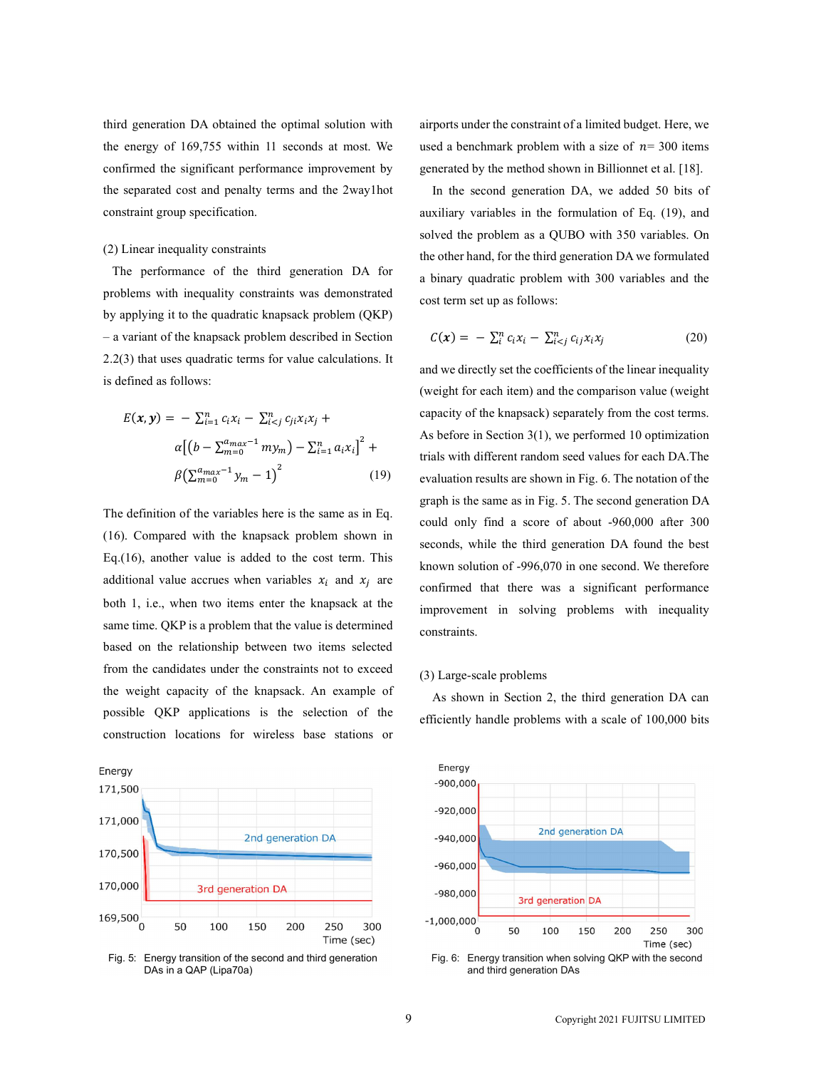third generation DA obtained the optimal solution with the energy of 169,755 within 11 seconds at most. We confirmed the significant performance improvement by the separated cost and penalty terms and the 2way1hot constraint group specification.

(2) Linear inequality constraints

The performance of the third generation DA for problems with inequality constraints was demonstrated by applying it to the quadratic knapsack problem (QKP) – a variant of the knapsack problem described in Section 2.2(3) that uses quadratic terms for value calculations. It is defined as follows:

$$E(\boldsymbol{x}, \boldsymbol{y}) = -\sum_{i=1}^{n} c_i x_i - \sum_{i<j}^{n} c_{ji} x_i x_j + \alpha\left[\left(b - \sum_{m=0}^{a_{max}-1} m y_m\right) - \sum_{i=1}^{n} a_i x_i\right]^2 + \beta\left(\sum_{m=0}^{a_{max}-1} y_m - 1\right)^2 \quad (19)$$

The definition of the variables here is the same as in Eq. (16). Compared with the knapsack problem shown in Eq.(16), another value is added to the cost term. This additional value accrues when variables $x_i$ and $x_j$ are both 1, i.e., when two items enter the knapsack at the same time. QKP is a problem that the value is determined based on the relationship between two items selected from the candidates under the constraints not to exceed the weight capacity of the knapsack. An example of possible QKP applications is the selection of the construction locations for wireless base stations or airports under the constraint of a limited budget. Here, we used a benchmark problem with a size of $n$= 300 items generated by the method shown in Billionnet et al. [18].

In the second generation DA, we added 50 bits of auxiliary variables in the formulation of Eq. (19), and solved the problem as a QUBO with 350 variables. On the other hand, for the third generation DA we formulated a binary quadratic problem with 300 variables and the cost term set up as follows:

$$C(\boldsymbol{x}) = -\sum_{i}^{n} c_i x_i - \sum_{i<j}^{n} c_{ij} x_i x_j \quad (20)$$

and we directly set the coefficients of the linear inequality (weight for each item) and the comparison value (weight capacity of the knapsack) separately from the cost terms. As before in Section 3(1), we performed 10 optimization trials with different random seed values for each DA.The evaluation results are shown in Fig. 6. The notation of the graph is the same as in Fig. 5. The second generation DA could only find a score of about -960,000 after 300 seconds, while the third generation DA found the best known solution of -996,070 in one second. We therefore confirmed that there was a significant performance improvement in solving problems with inequality constraints.

(3) Large-scale problems

As shown in Section 2, the third generation DA can efficiently handle problems with a scale of 100,000 bits

Fig. 5: Energy transition of the second and third generation DAs in a QAP (Lipa70a)

Fig. 6: Energy transition when solving QKP with the second and third generation DAs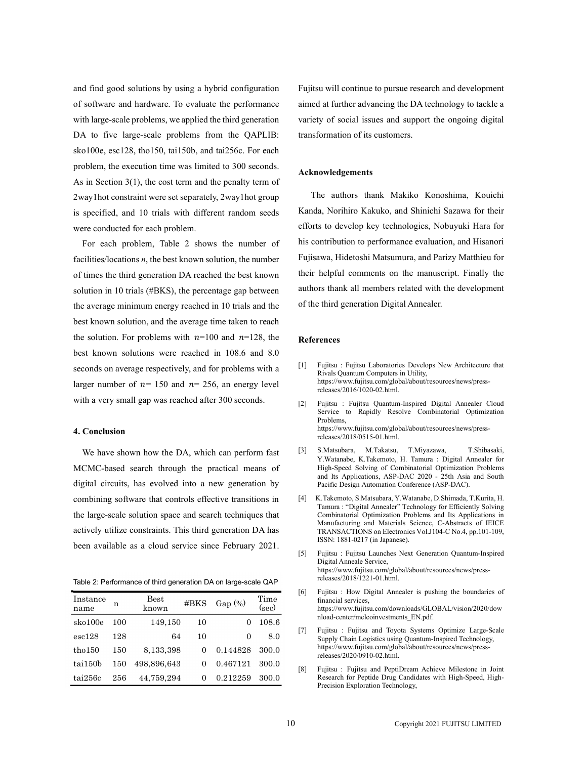and find good solutions by using a hybrid configuration of software and hardware. To evaluate the performance with large-scale problems, we applied the third generation DA to five large-scale problems from the QAPLIB: sko100e, esc128, tho150, tai150b, and tai256c. For each problem, the execution time was limited to 300 seconds. As in Section 3(1), the cost term and the penalty term of 2way1hot constraint were set separately, 2way1hot group is specified, and 10 trials with different random seeds were conducted for each problem.

For each problem, Table 2 shows the number of facilities/locations $n$, the best known solution, the number of times the third generation DA reached the best known solution in 10 trials (#BKS), the percentage gap between the average minimum energy reached in 10 trials and the best known solution, and the average time taken to reach the solution. For problems with $n$=100 and $n$=128, the best known solutions were reached in 108.6 and 8.0 seconds on average respectively, and for problems with a larger number of $n$= 150 and $n$= 256, an energy level with a very small gap was reached after 300 seconds.

### 4. Conclusion

We have shown how the DA, which can perform fast MCMC-based search through the practical means of digital circuits, has evolved into a new generation by combining software that controls effective transitions in the large-scale solution space and search techniques that actively utilize constraints. This third generation DA has been available as a cloud service since February 2021.

Table 2: Performance of third generation DA on large-scale QAP

| Instance name | n | Best known | #BKS | Gap (%) | Time (sec) |
|---|---|---|---|---|---|
| sko100e | 100 | 149,150 | 10 | 0 | 108.6 |
| esc128 | 128 | 64 | 10 | 0 | 8.0 |
| tho150 | 150 | 8,133,398 | 0 | 0.144828 | 300.0 |
| tai150b | 150 | 498,896,643 | 0 | 0.467121 | 300.0 |
| tai256c | 256 | 44,759,294 | 0 | 0.212259 | 300.0 |

Fujitsu will continue to pursue research and development aimed at further advancing the DA technology to tackle a variety of social issues and support the ongoing digital transformation of its customers.

### Acknowledgements

The authors thank Makiko Konoshima, Kouichi Kanda, Norihiro Kakuko, and Shinichi Sazawa for their efforts to develop key technologies, Nobuyuki Hara for his contribution to performance evaluation, and Hisanori Fujisawa, Hidetoshi Matsumura, and Parizy Matthieu for their helpful comments on the manuscript. Finally the authors thank all members related with the development of the third generation Digital Annealer.

### References

[1] Fujitsu : Fujitsu Laboratories Develops New Architecture that Rivals Quantum Computers in Utility, https://www.fujitsu.com/global/about/resources/news/press-releases/2016/1020-02.html.

[2] Fujitsu : Fujitsu Quantum-Inspired Digital Annealer Cloud Service to Rapidly Resolve Combinatorial Optimization Problems, https://www.fujitsu.com/global/about/resources/news/press-releases/2018/0515-01.html.

[3] S.Matsubara, M.Takatsu, T.Miyazawa, T.Shibasaki, Y.Watanabe, K.Takemoto, H. Tamura : Digital Annealer for High-Speed Solving of Combinatorial Optimization Problems and Its Applications, ASP-DAC 2020 - 25th Asia and South Pacific Design Automation Conference (ASP-DAC).

[4] K.Takemoto, S.Matsubara, Y.Watanabe, D.Shimada, T.Kurita, H. Tamura : "Digital Annealer" Technology for Efficiently Solving Combinatorial Optimization Problems and Its Applications in Manufacturing and Materials Science, C-Abstracts of IEICE TRANSACTIONS on Electronics Vol.J104-C No.4, pp.101-109, ISSN: 1881-0217 (in Japanese).

[5] Fujitsu : Fujitsu Launches Next Generation Quantum-Inspired Digital Anneale Service, https://www.fujitsu.com/global/about/resources/news/press-releases/2018/1221-01.html.

[6] Fujitsu : How Digital Annealer is pushing the boundaries of financial services, https://www.fujitsu.com/downloads/GLOBAL/vision/2020/download-center/melcoinvestments_EN.pdf.

[7] Fujitsu : Fujitsu and Toyota Systems Optimize Large-Scale Supply Chain Logistics using Quantum-Inspired Technology, https://www.fujitsu.com/global/about/resources/news/press-releases/2020/0910-02.html.

[8] Fujitsu : Fujitsu and PeptiDream Achieve Milestone in Joint Research for Peptide Drug Candidates with High-Speed, High-Precision Exploration Technology,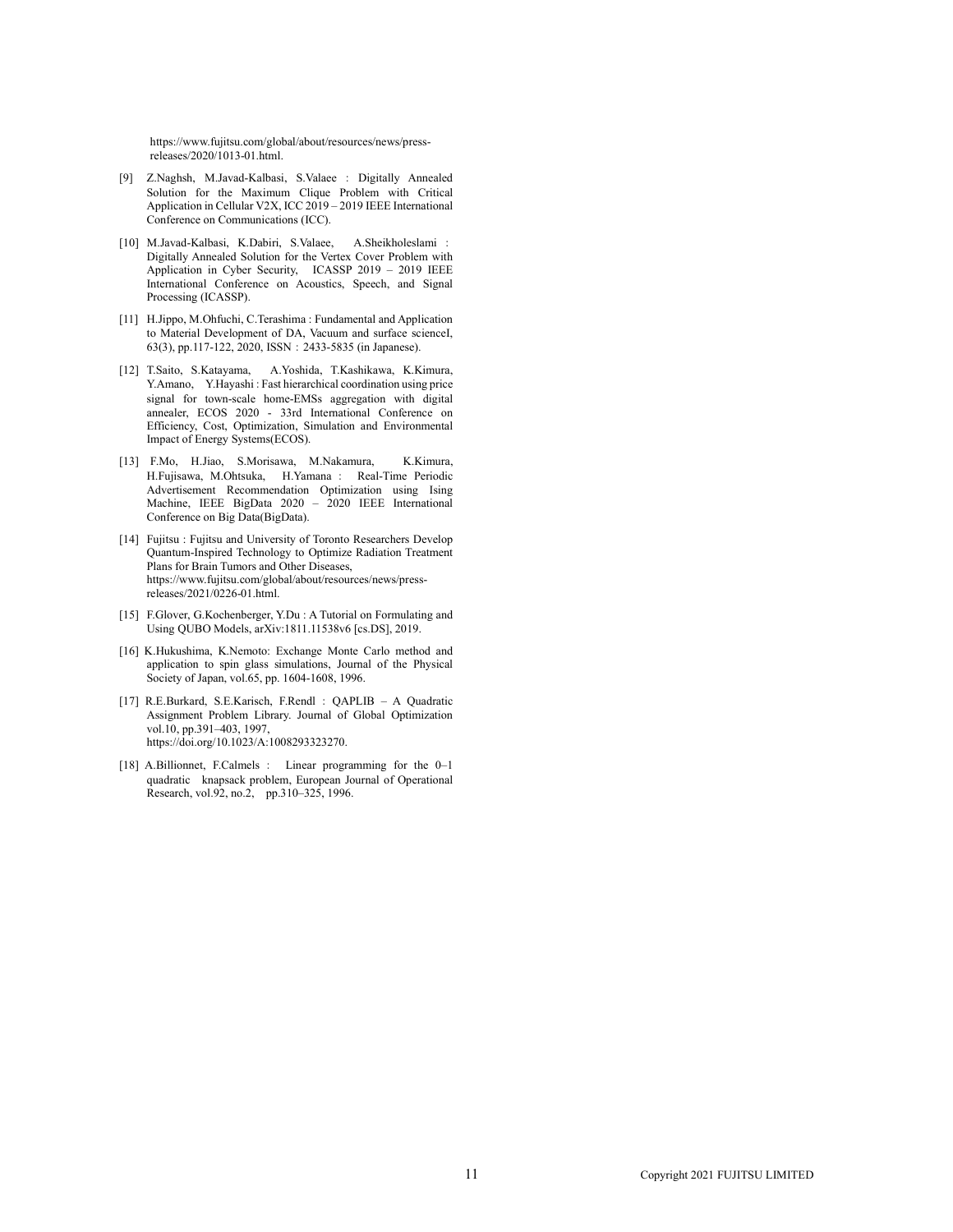https://www.fujitsu.com/global/about/resources/news/press-releases/2020/1013-01.html.

[9] Z.Naghsh, M.Javad-Kalbasi, S.Valaee : Digitally Annealed Solution for the Maximum Clique Problem with Critical Application in Cellular V2X, ICC 2019 – 2019 IEEE International Conference on Communications (ICC).

[10] M.Javad-Kalbasi, K.Dabiri, S.Valaee, A.Sheikholeslami : Digitally Annealed Solution for the Vertex Cover Problem with Application in Cyber Security, ICASSP 2019 – 2019 IEEE International Conference on Acoustics, Speech, and Signal Processing (ICASSP).

[11] H.Jippo, M.Ohfuchi, C.Terashima : Fundamental and Application to Material Development of DA, Vacuum and surface scienceI, 63(3), pp.117-122, 2020, ISSN：2433-5835 (in Japanese).

[12] T.Saito, S.Katayama, A.Yoshida, T.Kashikawa, K.Kimura, Y.Amano, Y.Hayashi : Fast hierarchical coordination using price signal for town-scale home-EMSs aggregation with digital annealer, ECOS 2020 - 33rd International Conference on Efficiency, Cost, Optimization, Simulation and Environmental Impact of Energy Systems(ECOS).

[13] F.Mo, H.Jiao, S.Morisawa, M.Nakamura, K.Kimura, H.Fujisawa, M.Ohtsuka, H.Yamana : Real-Time Periodic Advertisement Recommendation Optimization using Ising Machine, IEEE BigData 2020 – 2020 IEEE International Conference on Big Data(BigData).

[14] Fujitsu : Fujitsu and University of Toronto Researchers Develop Quantum-Inspired Technology to Optimize Radiation Treatment Plans for Brain Tumors and Other Diseases, https://www.fujitsu.com/global/about/resources/news/press-releases/2021/0226-01.html.

[15] F.Glover, G.Kochenberger, Y.Du : A Tutorial on Formulating and Using QUBO Models, arXiv:1811.11538v6 [cs.DS], 2019.

[16] K.Hukushima, K.Nemoto: Exchange Monte Carlo method and application to spin glass simulations, Journal of the Physical Society of Japan, vol.65, pp. 1604-1608, 1996.

[17] R.E.Burkard, S.E.Karisch, F.Rendl : QAPLIB – A Quadratic Assignment Problem Library. Journal of Global Optimization vol.10, pp.391–403, 1997, https://doi.org/10.1023/A:1008293323270.

[18] A.Billionnet, F.Calmels : Linear programming for the 0–1 quadratic knapsack problem, European Journal of Operational Research, vol.92, no.2, pp.310–325, 1996.